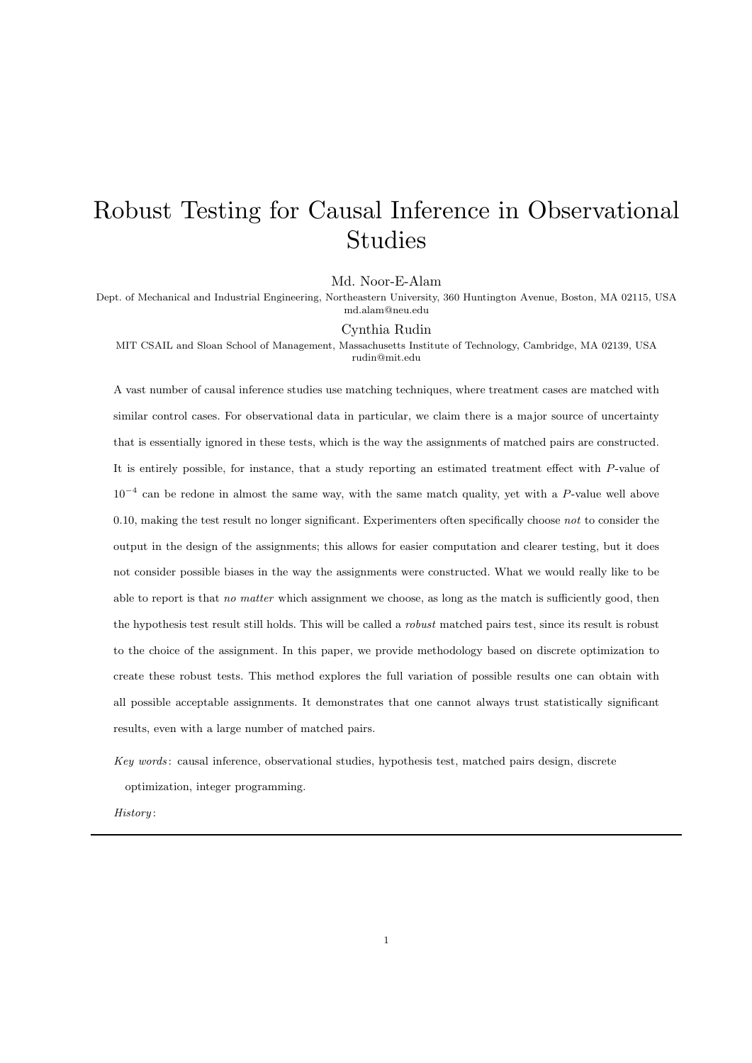# Robust Testing for Causal Inference in Observational Studies

Md. Noor-E-Alam

Dept. of Mechanical and Industrial Engineering, Northeastern University, 360 Huntington Avenue, Boston, MA 02115, USA
md.alam@neu.edu

Cynthia Rudin

MIT CSAIL and Sloan School of Management, Massachusetts Institute of Technology, Cambridge, MA 02139, USA
rudin@mit.edu

A vast number of causal inference studies use matching techniques, where treatment cases are matched with similar control cases. For observational data in particular, we claim there is a major source of uncertainty that is essentially ignored in these tests, which is the way the assignments of matched pairs are constructed. It is entirely possible, for instance, that a study reporting an estimated treatment effect with $P$-value of $10^{-4}$ can be redone in almost the same way, with the same match quality, yet with a $P$-value well above 0.10, making the test result no longer significant. Experimenters often specifically choose *not* to consider the output in the design of the assignments; this allows for easier computation and clearer testing, but it does not consider possible biases in the way the assignments were constructed. What we would really like to be able to report is that *no matter* which assignment we choose, as long as the match is sufficiently good, then the hypothesis test result still holds. This will be called a *robust* matched pairs test, since its result is robust to the choice of the assignment. In this paper, we provide methodology based on discrete optimization to create these robust tests. This method explores the full variation of possible results one can obtain with all possible acceptable assignments. It demonstrates that one cannot always trust statistically significant results, even with a large number of matched pairs.

*Key words*: causal inference, observational studies, hypothesis test, matched pairs design, discrete optimization, integer programming.

*History*: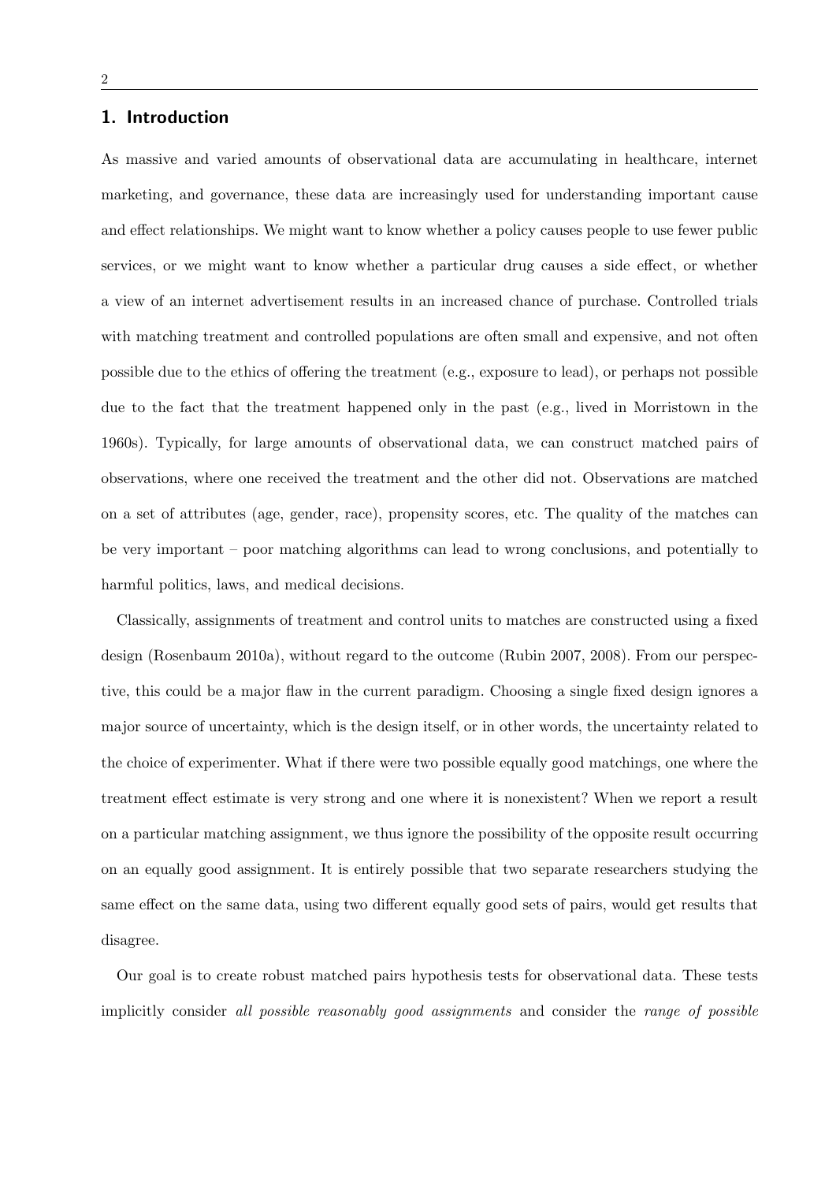## 1. Introduction

As massive and varied amounts of observational data are accumulating in healthcare, internet marketing, and governance, these data are increasingly used for understanding important cause and effect relationships. We might want to know whether a policy causes people to use fewer public services, or we might want to know whether a particular drug causes a side effect, or whether a view of an internet advertisement results in an increased chance of purchase. Controlled trials with matching treatment and controlled populations are often small and expensive, and not often possible due to the ethics of offering the treatment (e.g., exposure to lead), or perhaps not possible due to the fact that the treatment happened only in the past (e.g., lived in Morristown in the 1960s). Typically, for large amounts of observational data, we can construct matched pairs of observations, where one received the treatment and the other did not. Observations are matched on a set of attributes (age, gender, race), propensity scores, etc. The quality of the matches can be very important – poor matching algorithms can lead to wrong conclusions, and potentially to harmful politics, laws, and medical decisions.

Classically, assignments of treatment and control units to matches are constructed using a fixed design (Rosenbaum 2010a), without regard to the outcome (Rubin 2007, 2008). From our perspective, this could be a major flaw in the current paradigm. Choosing a single fixed design ignores a major source of uncertainty, which is the design itself, or in other words, the uncertainty related to the choice of experimenter. What if there were two possible equally good matchings, one where the treatment effect estimate is very strong and one where it is nonexistent? When we report a result on a particular matching assignment, we thus ignore the possibility of the opposite result occurring on an equally good assignment. It is entirely possible that two separate researchers studying the same effect on the same data, using two different equally good sets of pairs, would get results that disagree.

Our goal is to create robust matched pairs hypothesis tests for observational data. These tests implicitly consider *all possible reasonably good assignments* and consider the *range of possible*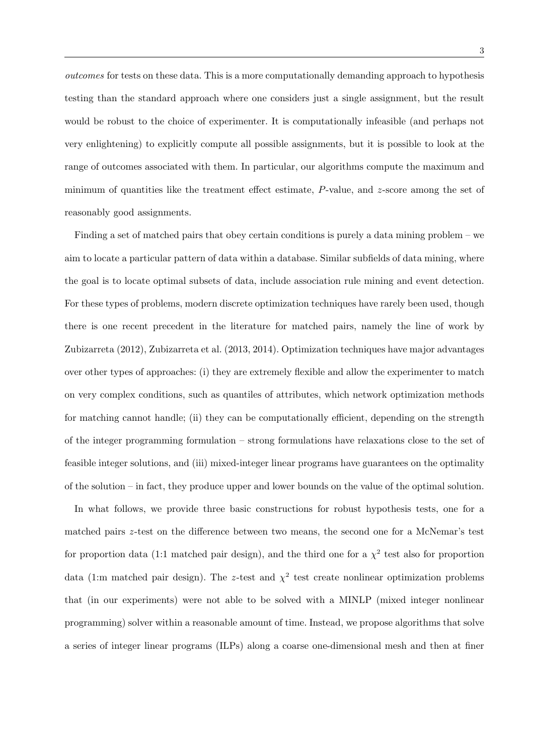*outcomes* for tests on these data. This is a more computationally demanding approach to hypothesis testing than the standard approach where one considers just a single assignment, but the result would be robust to the choice of experimenter. It is computationally infeasible (and perhaps not very enlightening) to explicitly compute all possible assignments, but it is possible to look at the range of outcomes associated with them. In particular, our algorithms compute the maximum and minimum of quantities like the treatment effect estimate, $P$-value, and $z$-score among the set of reasonably good assignments.

Finding a set of matched pairs that obey certain conditions is purely a data mining problem – we aim to locate a particular pattern of data within a database. Similar subfields of data mining, where the goal is to locate optimal subsets of data, include association rule mining and event detection. For these types of problems, modern discrete optimization techniques have rarely been used, though there is one recent precedent in the literature for matched pairs, namely the line of work by Zubizarreta (2012), Zubizarreta et al. (2013, 2014). Optimization techniques have major advantages over other types of approaches: (i) they are extremely flexible and allow the experimenter to match on very complex conditions, such as quantiles of attributes, which network optimization methods for matching cannot handle; (ii) they can be computationally efficient, depending on the strength of the integer programming formulation – strong formulations have relaxations close to the set of feasible integer solutions, and (iii) mixed-integer linear programs have guarantees on the optimality of the solution – in fact, they produce upper and lower bounds on the value of the optimal solution.

In what follows, we provide three basic constructions for robust hypothesis tests, one for a matched pairs $z$-test on the difference between two means, the second one for a McNemar's test for proportion data (1:1 matched pair design), and the third one for a $\chi^2$ test also for proportion data (1:m matched pair design). The $z$-test and $\chi^2$ test create nonlinear optimization problems that (in our experiments) were not able to be solved with a MINLP (mixed integer nonlinear programming) solver within a reasonable amount of time. Instead, we propose algorithms that solve a series of integer linear programs (ILPs) along a coarse one-dimensional mesh and then at finer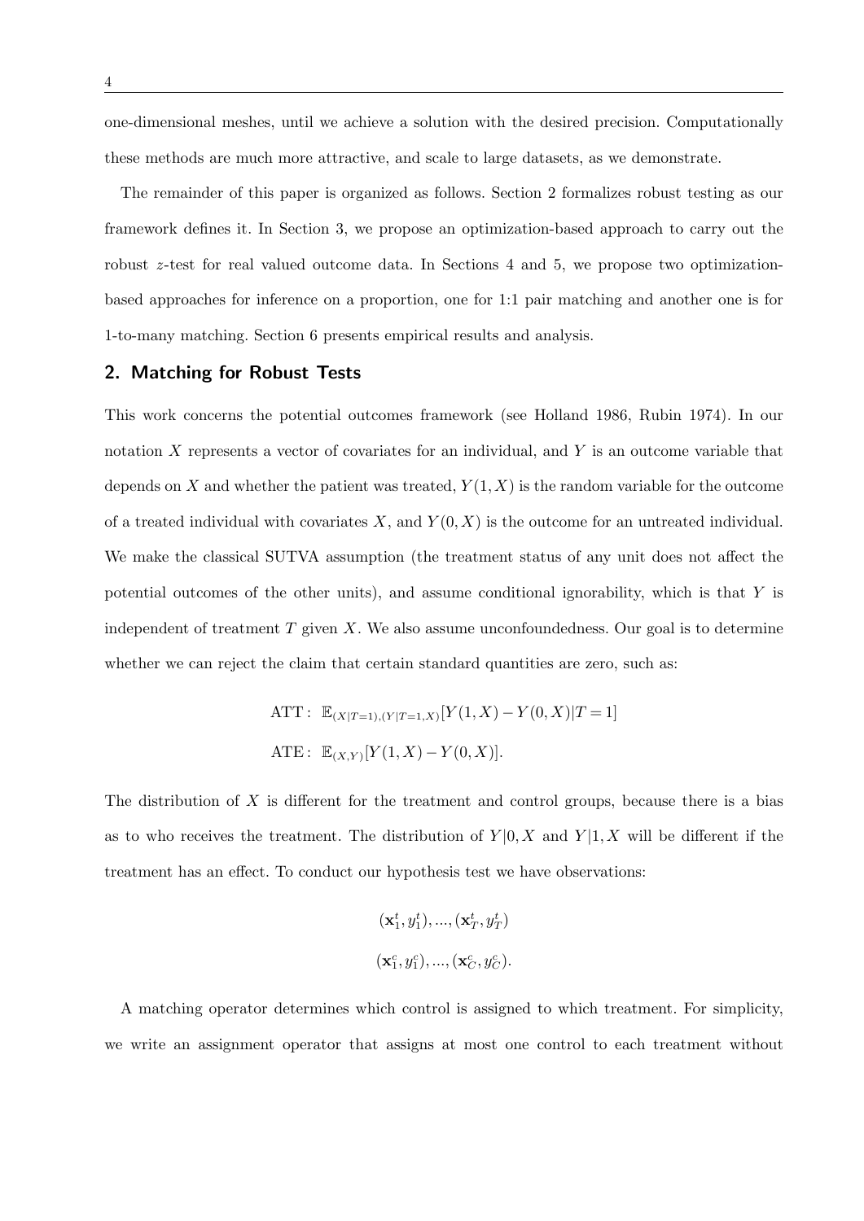one-dimensional meshes, until we achieve a solution with the desired precision. Computationally these methods are much more attractive, and scale to large datasets, as we demonstrate.

The remainder of this paper is organized as follows. Section 2 formalizes robust testing as our framework defines it. In Section 3, we propose an optimization-based approach to carry out the robust $z$-test for real valued outcome data. In Sections 4 and 5, we propose two optimization-based approaches for inference on a proportion, one for 1:1 pair matching and another one is for 1-to-many matching. Section 6 presents empirical results and analysis.

## 2. Matching for Robust Tests

This work concerns the potential outcomes framework (see Holland 1986, Rubin 1974). In our notation $X$ represents a vector of covariates for an individual, and $Y$ is an outcome variable that depends on $X$ and whether the patient was treated, $Y(1,X)$ is the random variable for the outcome of a treated individual with covariates $X$, and $Y(0,X)$ is the outcome for an untreated individual. We make the classical SUTVA assumption (the treatment status of any unit does not affect the potential outcomes of the other units), and assume conditional ignorability, which is that $Y$ is independent of treatment $T$ given $X$. We also assume unconfoundedness. Our goal is to determine whether we can reject the claim that certain standard quantities are zero, such as:

$$\text{ATT}: \ \mathbb{E}_{(X|T=1),(Y|T=1,X)}[Y(1,X)-Y(0,X)|T=1]$$

$$\text{ATE}: \ \mathbb{E}_{(X,Y)}[Y(1,X)-Y(0,X)].$$

The distribution of $X$ is different for the treatment and control groups, because there is a bias as to who receives the treatment. The distribution of $Y|0,X$ and $Y|1,X$ will be different if the treatment has an effect. To conduct our hypothesis test we have observations:

$$(\mathbf{x}_1^t, y_1^t), ..., (\mathbf{x}_T^t, y_T^t)$$

$$(\mathbf{x}_1^c, y_1^c), ..., (\mathbf{x}_C^c, y_C^c).$$

A matching operator determines which control is assigned to which treatment. For simplicity, we write an assignment operator that assigns at most one control to each treatment without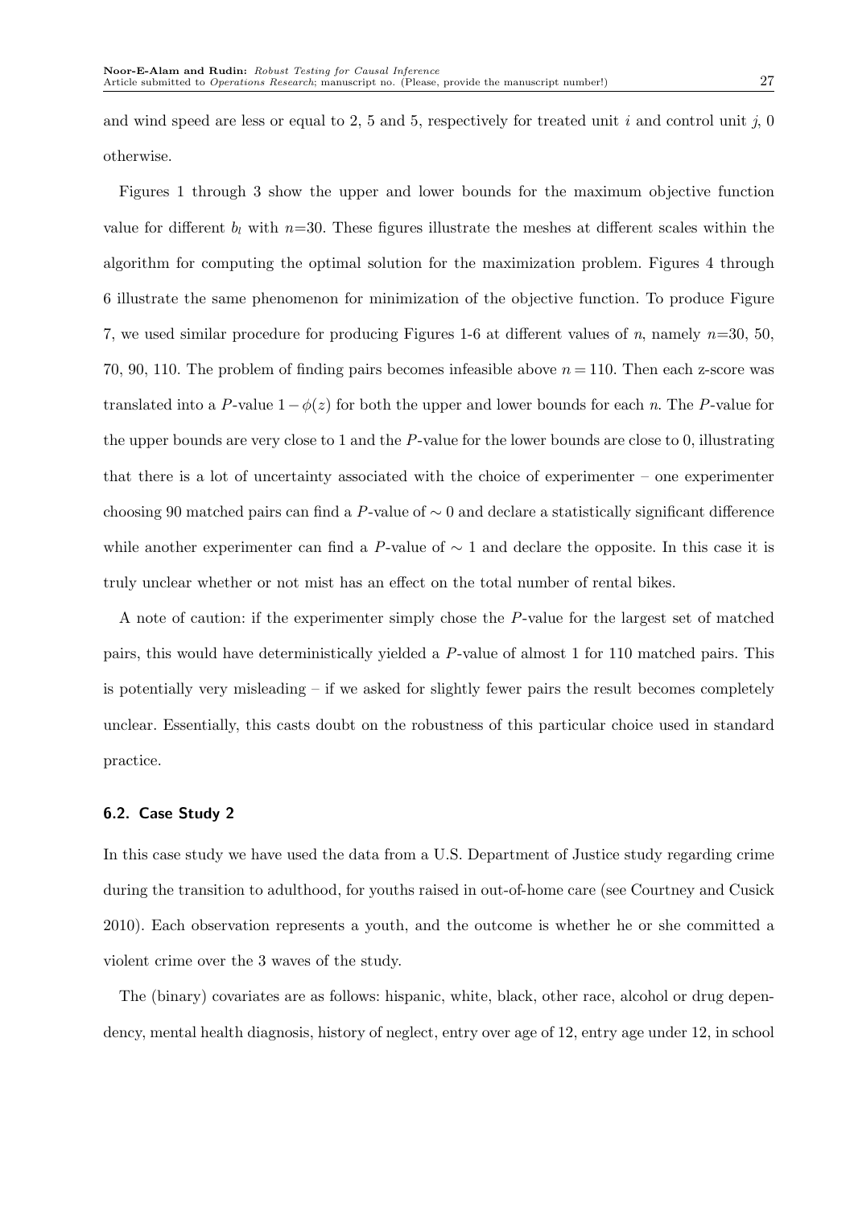and wind speed are less or equal to 2, 5 and 5, respectively for treated unit $i$ and control unit $j$, 0 otherwise.

Figures 1 through 3 show the upper and lower bounds for the maximum objective function value for different $b_l$ with $n$=30. These figures illustrate the meshes at different scales within the algorithm for computing the optimal solution for the maximization problem. Figures 4 through 6 illustrate the same phenomenon for minimization of the objective function. To produce Figure 7, we used similar procedure for producing Figures 1-6 at different values of $n$, namely $n$=30, 50, 70, 90, 110. The problem of finding pairs becomes infeasible above $n = 110$. Then each z-score was translated into a $P$-value $1-\phi(z)$ for both the upper and lower bounds for each $n$. The $P$-value for the upper bounds are very close to 1 and the $P$-value for the lower bounds are close to 0, illustrating that there is a lot of uncertainty associated with the choice of experimenter – one experimenter choosing 90 matched pairs can find a $P$-value of $\sim 0$ and declare a statistically significant difference while another experimenter can find a $P$-value of $\sim 1$ and declare the opposite. In this case it is truly unclear whether or not mist has an effect on the total number of rental bikes.

A note of caution: if the experimenter simply chose the $P$-value for the largest set of matched pairs, this would have deterministically yielded a $P$-value of almost 1 for 110 matched pairs. This is potentially very misleading – if we asked for slightly fewer pairs the result becomes completely unclear. Essentially, this casts doubt on the robustness of this particular choice used in standard practice.

### 6.2. Case Study 2

In this case study we have used the data from a U.S. Department of Justice study regarding crime during the transition to adulthood, for youths raised in out-of-home care (see Courtney and Cusick 2010). Each observation represents a youth, and the outcome is whether he or she committed a violent crime over the 3 waves of the study.

The (binary) covariates are as follows: hispanic, white, black, other race, alcohol or drug dependency, mental health diagnosis, history of neglect, entry over age of 12, entry age under 12, in school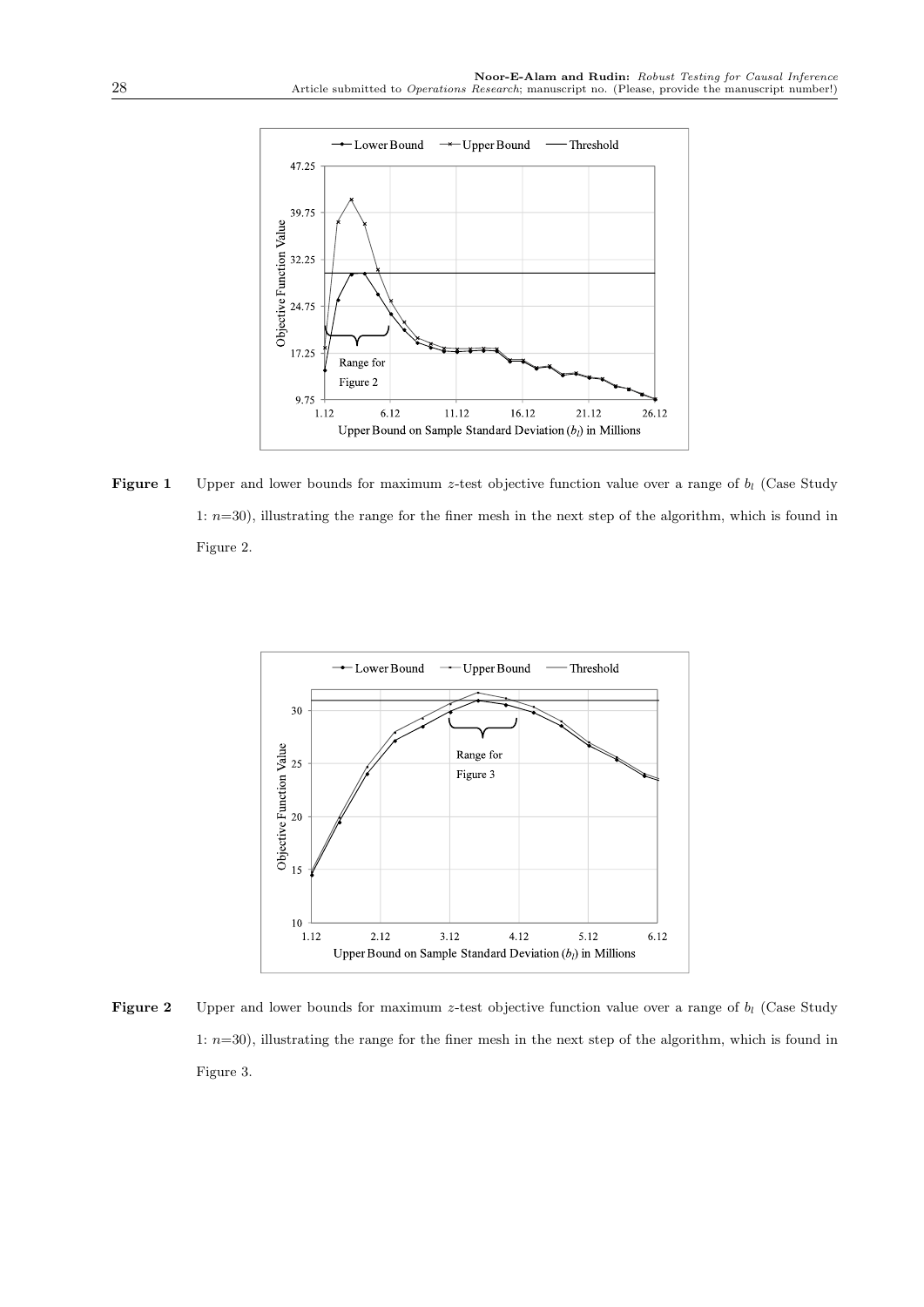**Figure 1** Upper and lower bounds for maximum $z$-test objective function value over a range of $b_l$ (Case Study 1: $n$=30), illustrating the range for the finer mesh in the next step of the algorithm, which is found in Figure 2.

**Figure 2** Upper and lower bounds for maximum $z$-test objective function value over a range of $b_l$ (Case Study 1: $n$=30), illustrating the range for the finer mesh in the next step of the algorithm, which is found in Figure 3.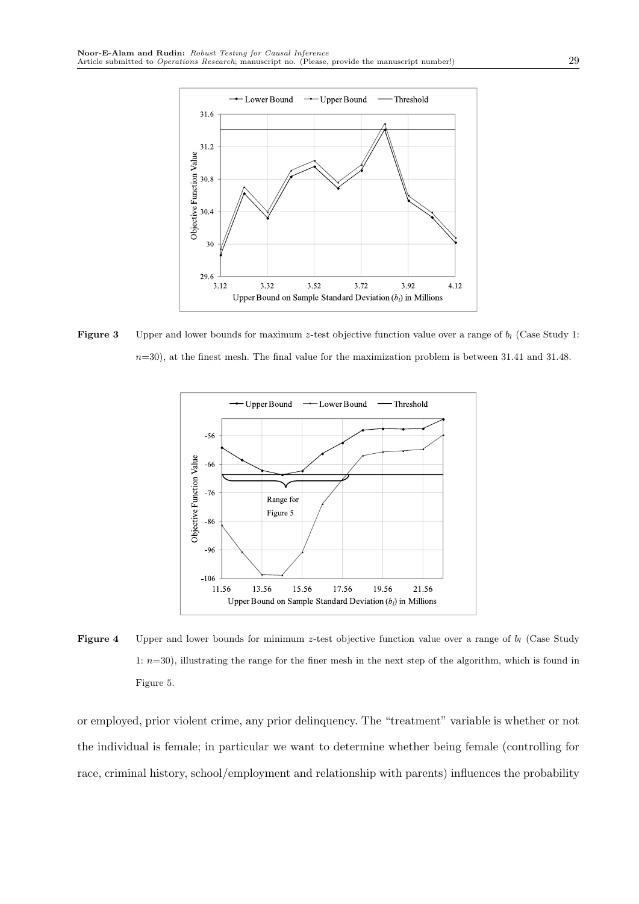**Figure 3** Upper and lower bounds for maximum $z$-test objective function value over a range of $b_l$ (Case Study 1: $n$=30), at the finest mesh. The final value for the maximization problem is between 31.41 and 31.48.

**Figure 4** Upper and lower bounds for minimum $z$-test objective function value over a range of $b_l$ (Case Study 1: $n$=30), illustrating the range for the finer mesh in the next step of the algorithm, which is found in Figure 5.

or employed, prior violent crime, any prior delinquency. The "treatment" variable is whether or not the individual is female; in particular we want to determine whether being female (controlling for race, criminal history, school/employment and relationship with parents) influences the probability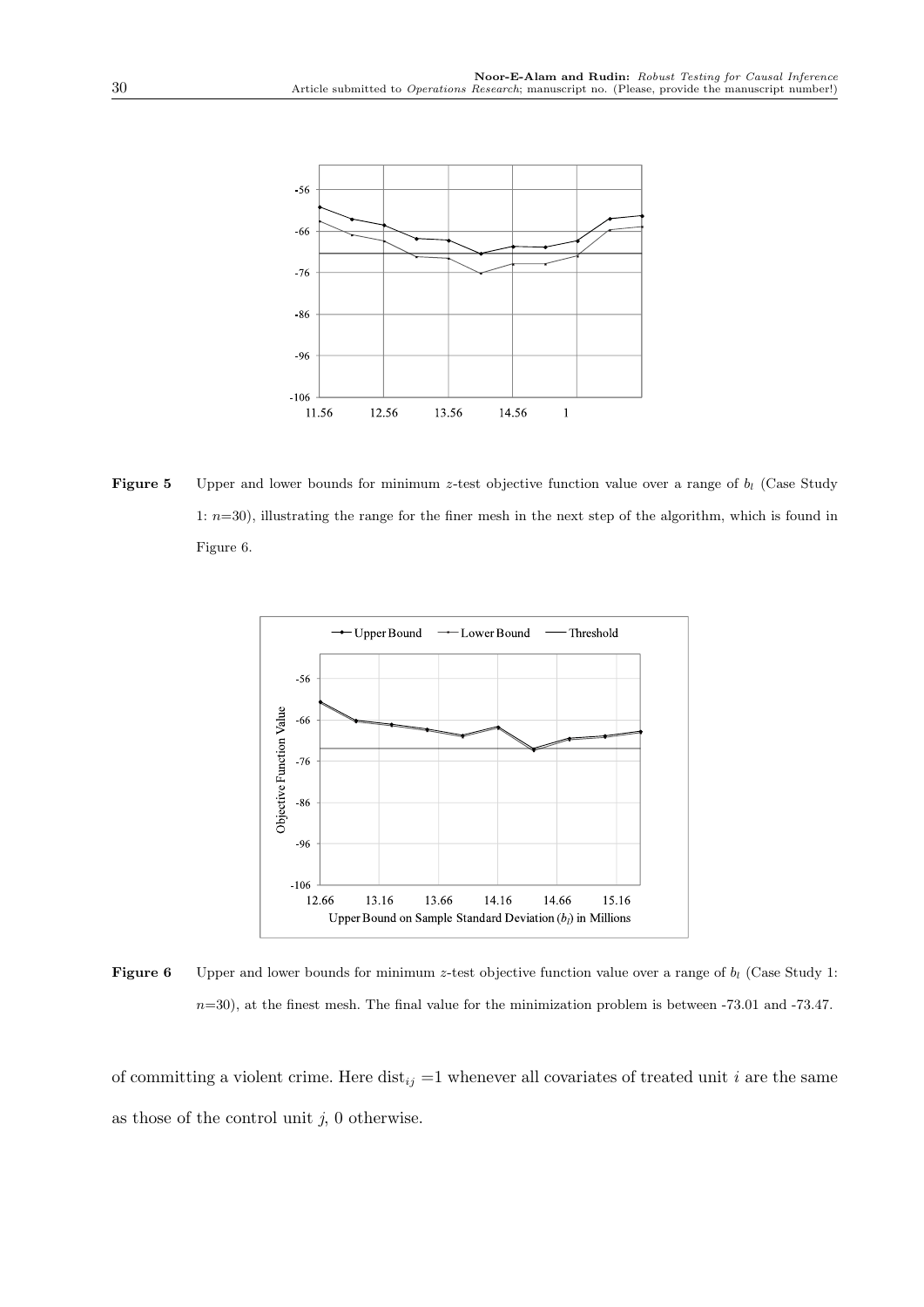**Figure 5** Upper and lower bounds for minimum $z$-test objective function value over a range of $b_l$ (Case Study 1: $n$=30), illustrating the range for the finer mesh in the next step of the algorithm, which is found in Figure 6.

**Figure 6** Upper and lower bounds for minimum $z$-test objective function value over a range of $b_l$ (Case Study 1: $n$=30), at the finest mesh. The final value for the minimization problem is between -73.01 and -73.47.

of committing a violent crime. Here $\text{dist}_{ij} = 1$ whenever all covariates of treated unit $i$ are the same as those of the control unit $j$, 0 otherwise.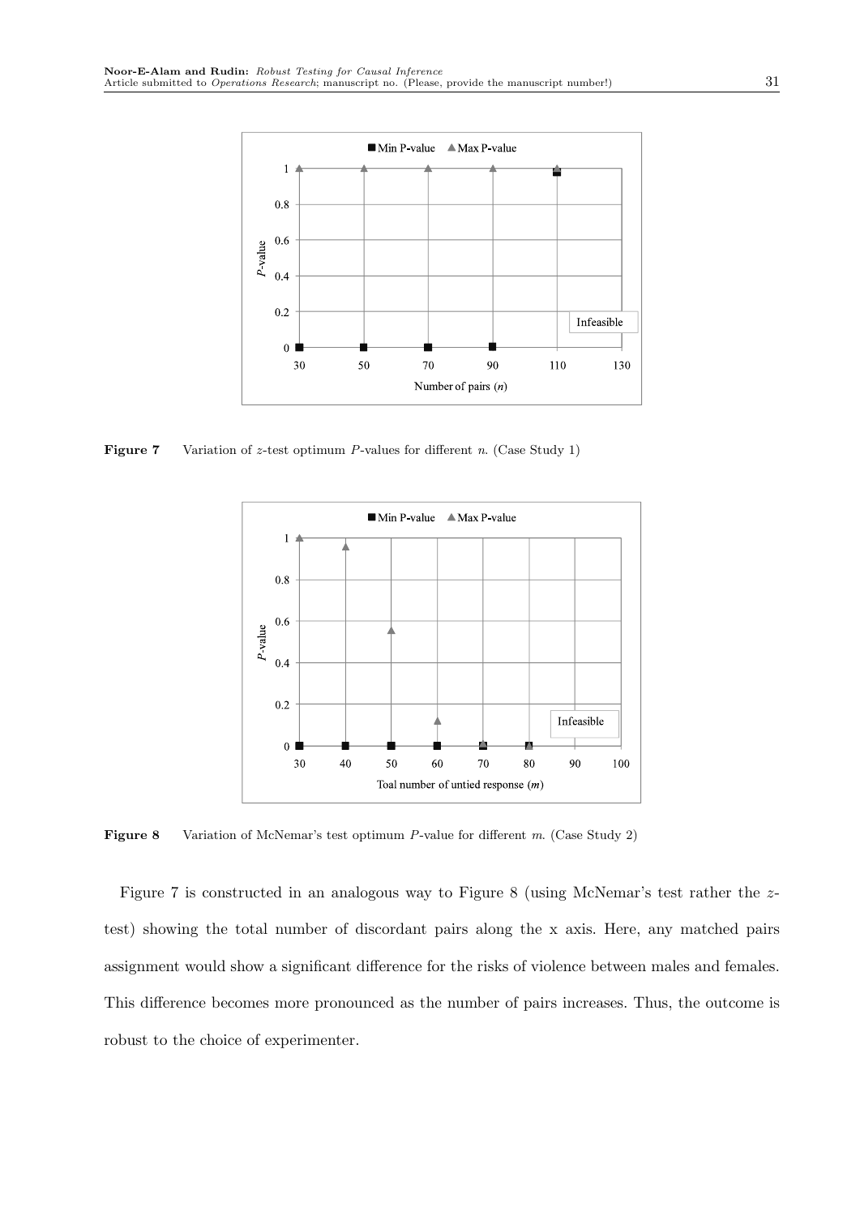Figure 7 Variation of $z$-test optimum $P$-values for different $n$. (Case Study 1)

Figure 8 Variation of McNemar's test optimum $P$-value for different $m$. (Case Study 2)

Figure 7 is constructed in an analogous way to Figure 8 (using McNemar's test rather the $z$-test) showing the total number of discordant pairs along the x axis. Here, any matched pairs assignment would show a significant difference for the risks of violence between males and females. This difference becomes more pronounced as the number of pairs increases. Thus, the outcome is robust to the choice of experimenter.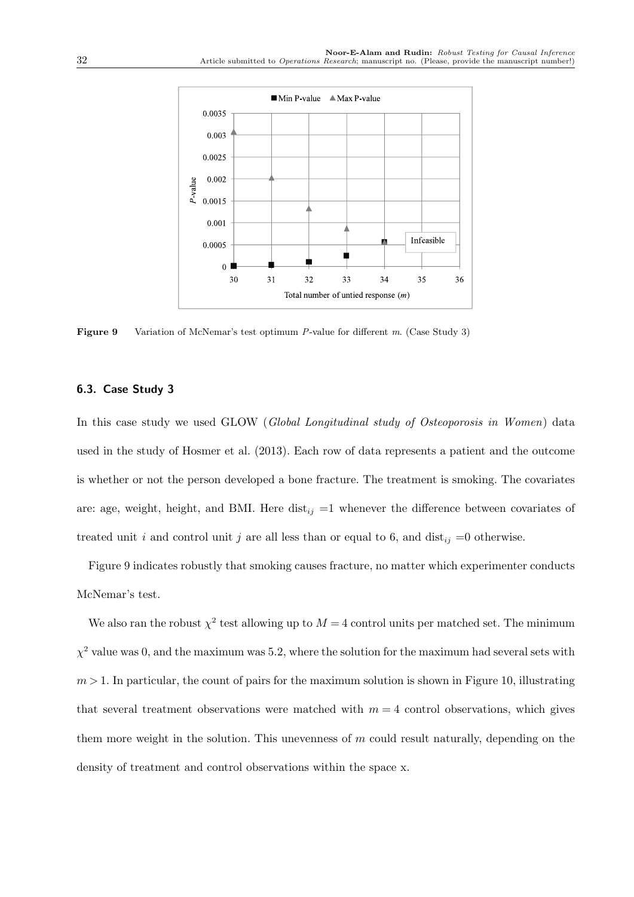Figure 9 Variation of McNemar's test optimum $P$-value for different $m$. (Case Study 3)

### 6.3. Case Study 3

In this case study we used GLOW (*Global Longitudinal study of Osteoporosis in Women*) data used in the study of Hosmer et al. (2013). Each row of data represents a patient and the outcome is whether or not the person developed a bone fracture. The treatment is smoking. The covariates are: age, weight, height, and BMI. Here $\text{dist}_{ij} = 1$ whenever the difference between covariates of treated unit $i$ and control unit $j$ are all less than or equal to 6, and $\text{dist}_{ij} = 0$ otherwise.

Figure 9 indicates robustly that smoking causes fracture, no matter which experimenter conducts McNemar's test.

We also ran the robust $\chi^2$ test allowing up to $M = 4$ control units per matched set. The minimum $\chi^2$ value was 0, and the maximum was 5.2, where the solution for the maximum had several sets with $m > 1$. In particular, the count of pairs for the maximum solution is shown in Figure 10, illustrating that several treatment observations were matched with $m = 4$ control observations, which gives them more weight in the solution. This unevenness of $m$ could result naturally, depending on the density of treatment and control observations within the space x.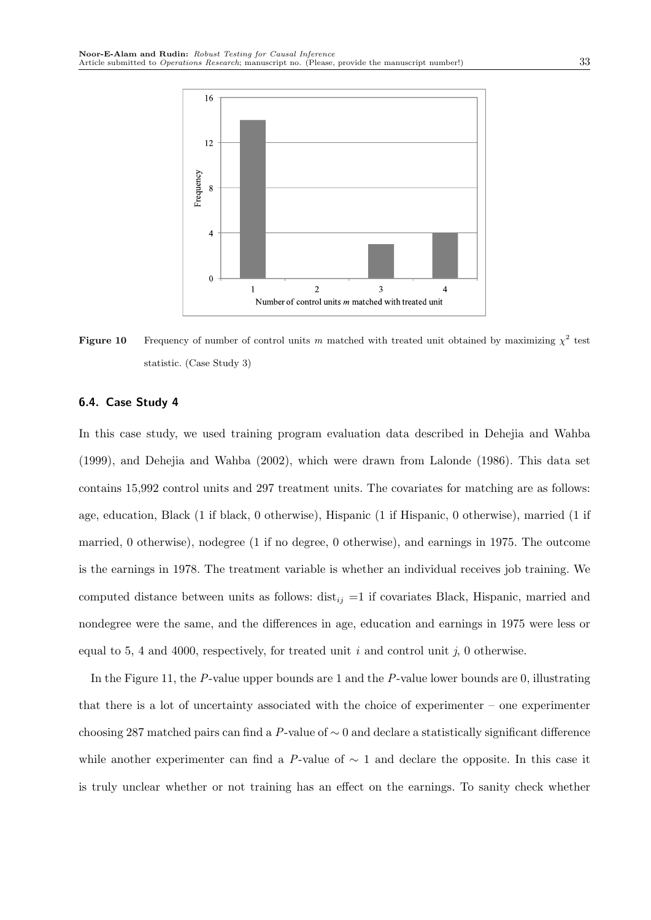**Figure 10** Frequency of number of control units $m$ matched with treated unit obtained by maximizing $\chi^2$ test statistic. (Case Study 3)

### 6.4. Case Study 4

In this case study, we used training program evaluation data described in Dehejia and Wahba (1999), and Dehejia and Wahba (2002), which were drawn from Lalonde (1986). This data set contains 15,992 control units and 297 treatment units. The covariates for matching are as follows: age, education, Black (1 if black, 0 otherwise), Hispanic (1 if Hispanic, 0 otherwise), married (1 if married, 0 otherwise), nodegree (1 if no degree, 0 otherwise), and earnings in 1975. The outcome is the earnings in 1978. The treatment variable is whether an individual receives job training. We computed distance between units as follows: $\text{dist}_{ij}$ =1 if covariates Black, Hispanic, married and nondegree were the same, and the differences in age, education and earnings in 1975 were less or equal to 5, 4 and 4000, respectively, for treated unit $i$ and control unit $j$, 0 otherwise.

In the Figure 11, the $P$-value upper bounds are 1 and the $P$-value lower bounds are 0, illustrating that there is a lot of uncertainty associated with the choice of experimenter – one experimenter choosing 287 matched pairs can find a $P$-value of $\sim 0$ and declare a statistically significant difference while another experimenter can find a $P$-value of $\sim$ 1 and declare the opposite. In this case it is truly unclear whether or not training has an effect on the earnings. To sanity check whether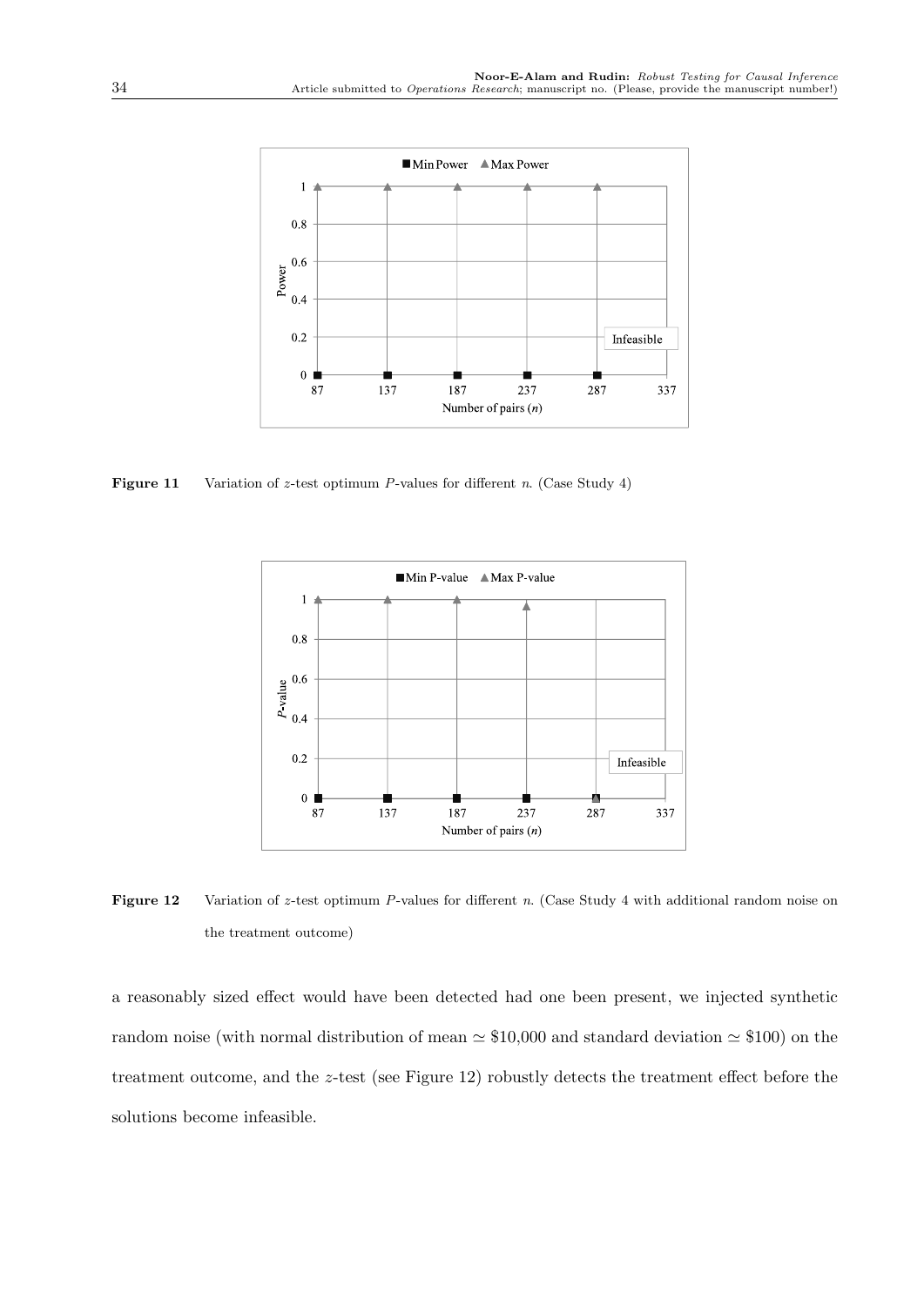**Figure 11** Variation of $z$-test optimum $P$-values for different $n$. (Case Study 4)

**Figure 12** Variation of $z$-test optimum $P$-values for different $n$. (Case Study 4 with additional random noise on the treatment outcome)

a reasonably sized effect would have been detected had one been present, we injected synthetic random noise (with normal distribution of mean $\simeq$ \$10,000 and standard deviation $\simeq$ \$100) on the treatment outcome, and the $z$-test (see Figure 12) robustly detects the treatment effect before the solutions become infeasible.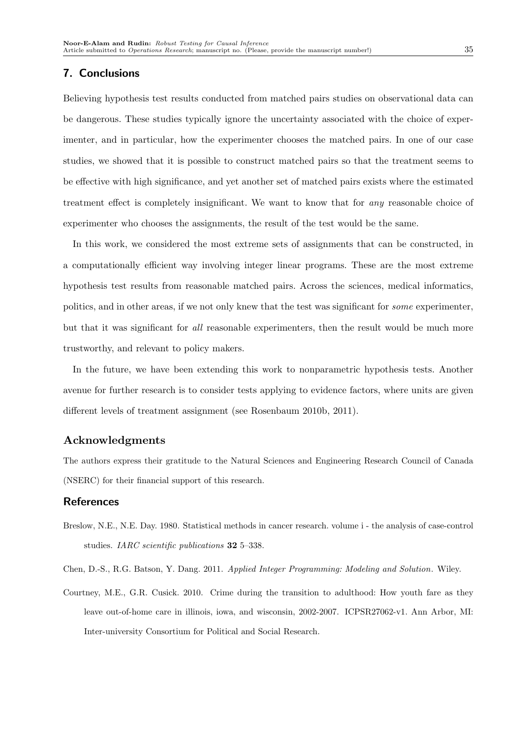## 7. Conclusions

Believing hypothesis test results conducted from matched pairs studies on observational data can be dangerous. These studies typically ignore the uncertainty associated with the choice of experimenter, and in particular, how the experimenter chooses the matched pairs. In one of our case studies, we showed that it is possible to construct matched pairs so that the treatment seems to be effective with high significance, and yet another set of matched pairs exists where the estimated treatment effect is completely insignificant. We want to know that for *any* reasonable choice of experimenter who chooses the assignments, the result of the test would be the same.

In this work, we considered the most extreme sets of assignments that can be constructed, in a computationally efficient way involving integer linear programs. These are the most extreme hypothesis test results from reasonable matched pairs. Across the sciences, medical informatics, politics, and in other areas, if we not only knew that the test was significant for *some* experimenter, but that it was significant for *all* reasonable experimenters, then the result would be much more trustworthy, and relevant to policy makers.

In the future, we have been extending this work to nonparametric hypothesis tests. Another avenue for further research is to consider tests applying to evidence factors, where units are given different levels of treatment assignment (see Rosenbaum 2010b, 2011).

## Acknowledgments

The authors express their gratitude to the Natural Sciences and Engineering Research Council of Canada (NSERC) for their financial support of this research.

## References

Breslow, N.E., N.E. Day. 1980. Statistical methods in cancer research. volume i - the analysis of case-control studies. *IARC scientific publications* **32** 5–338.

Chen, D.-S., R.G. Batson, Y. Dang. 2011. *Applied Integer Programming: Modeling and Solution*. Wiley.

Courtney, M.E., G.R. Cusick. 2010. Crime during the transition to adulthood: How youth fare as they leave out-of-home care in illinois, iowa, and wisconsin, 2002-2007. ICPSR27062-v1. Ann Arbor, MI: Inter-university Consortium for Political and Social Research.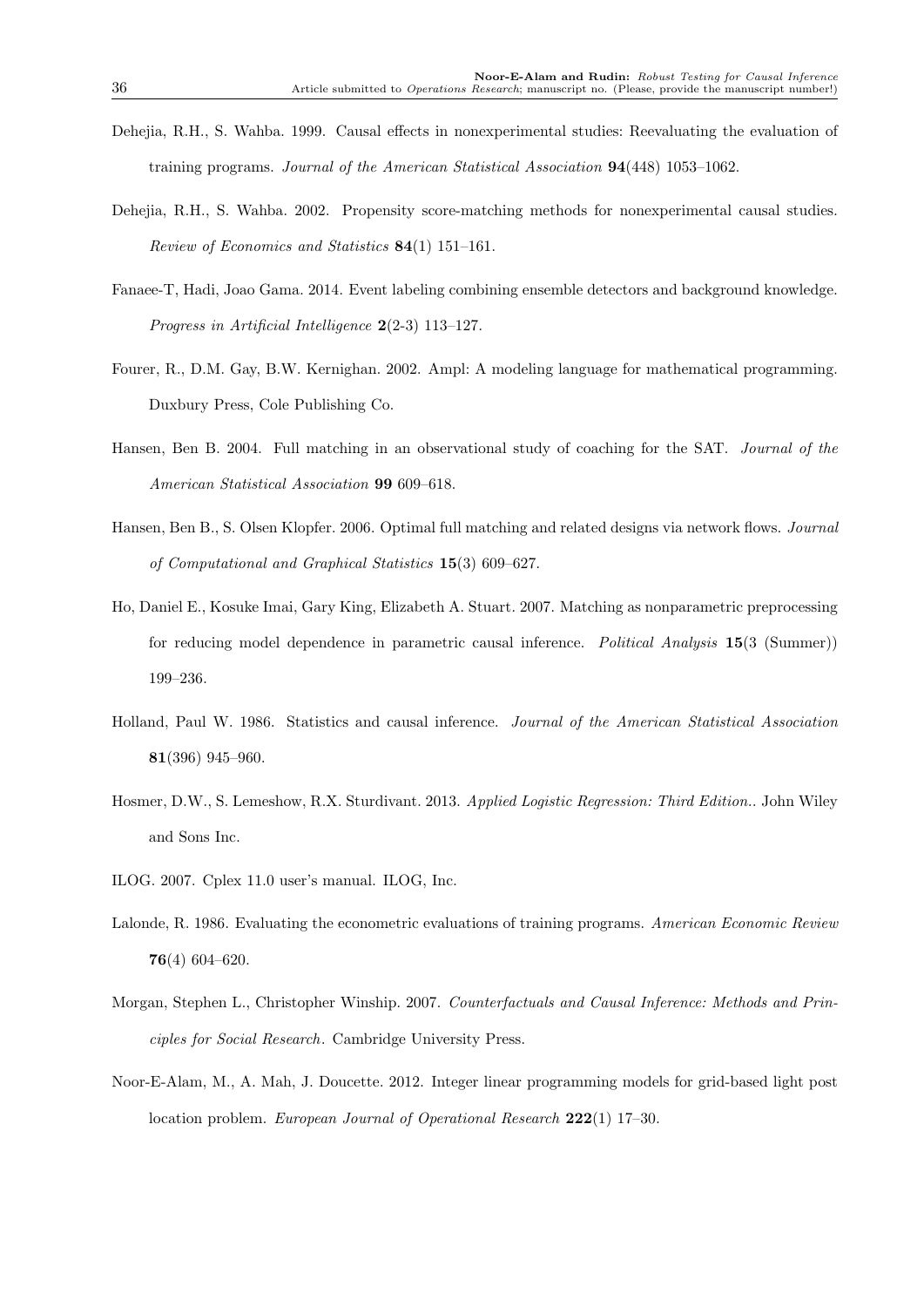Dehejia, R.H., S. Wahba. 1999. Causal effects in nonexperimental studies: Reevaluating the evaluation of training programs. *Journal of the American Statistical Association* **94**(448) 1053–1062.

Dehejia, R.H., S. Wahba. 2002. Propensity score-matching methods for nonexperimental causal studies. *Review of Economics and Statistics* **84**(1) 151–161.

Fanaee-T, Hadi, Joao Gama. 2014. Event labeling combining ensemble detectors and background knowledge. *Progress in Artificial Intelligence* **2**(2-3) 113–127.

Fourer, R., D.M. Gay, B.W. Kernighan. 2002. Ampl: A modeling language for mathematical programming. Duxbury Press, Cole Publishing Co.

Hansen, Ben B. 2004. Full matching in an observational study of coaching for the SAT. *Journal of the American Statistical Association* **99** 609–618.

Hansen, Ben B., S. Olsen Klopfer. 2006. Optimal full matching and related designs via network flows. *Journal of Computational and Graphical Statistics* **15**(3) 609–627.

Ho, Daniel E., Kosuke Imai, Gary King, Elizabeth A. Stuart. 2007. Matching as nonparametric preprocessing for reducing model dependence in parametric causal inference. *Political Analysis* **15**(3 (Summer)) 199–236.

Holland, Paul W. 1986. Statistics and causal inference. *Journal of the American Statistical Association* **81**(396) 945–960.

Hosmer, D.W., S. Lemeshow, R.X. Sturdivant. 2013. *Applied Logistic Regression: Third Edition.*. John Wiley and Sons Inc.

ILOG. 2007. Cplex 11.0 user's manual. ILOG, Inc.

Lalonde, R. 1986. Evaluating the econometric evaluations of training programs. *American Economic Review* **76**(4) 604–620.

Morgan, Stephen L., Christopher Winship. 2007. *Counterfactuals and Causal Inference: Methods and Principles for Social Research*. Cambridge University Press.

Noor-E-Alam, M., A. Mah, J. Doucette. 2012. Integer linear programming models for grid-based light post location problem. *European Journal of Operational Research* **222**(1) 17–30.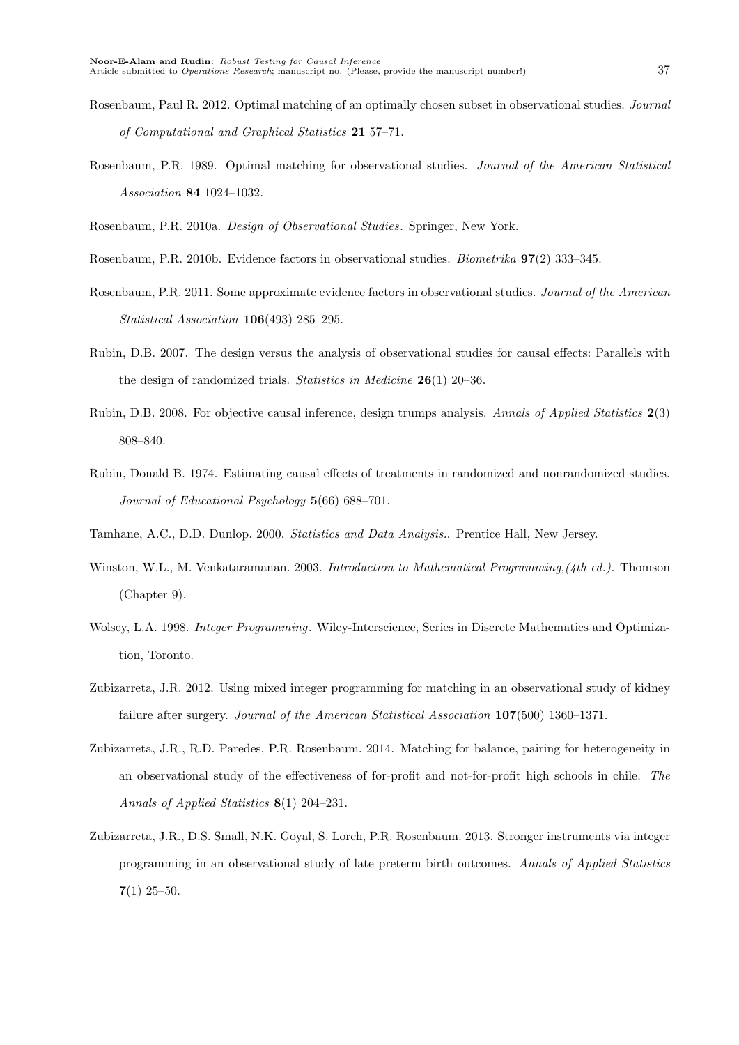Rosenbaum, Paul R. 2012. Optimal matching of an optimally chosen subset in observational studies. *Journal of Computational and Graphical Statistics* **21** 57–71.

Rosenbaum, P.R. 1989. Optimal matching for observational studies. *Journal of the American Statistical Association* **84** 1024–1032.

Rosenbaum, P.R. 2010a. *Design of Observational Studies*. Springer, New York.

Rosenbaum, P.R. 2010b. Evidence factors in observational studies. *Biometrika* **97**(2) 333–345.

Rosenbaum, P.R. 2011. Some approximate evidence factors in observational studies. *Journal of the American Statistical Association* **106**(493) 285–295.

Rubin, D.B. 2007. The design versus the analysis of observational studies for causal effects: Parallels with the design of randomized trials. *Statistics in Medicine* **26**(1) 20–36.

Rubin, D.B. 2008. For objective causal inference, design trumps analysis. *Annals of Applied Statistics* **2**(3) 808–840.

Rubin, Donald B. 1974. Estimating causal effects of treatments in randomized and nonrandomized studies. *Journal of Educational Psychology* **5**(66) 688–701.

Tamhane, A.C., D.D. Dunlop. 2000. *Statistics and Data Analysis.*. Prentice Hall, New Jersey.

Winston, W.L., M. Venkataramanan. 2003. *Introduction to Mathematical Programming,(4th ed.)*. Thomson (Chapter 9).

Wolsey, L.A. 1998. *Integer Programming*. Wiley-Interscience, Series in Discrete Mathematics and Optimization, Toronto.

Zubizarreta, J.R. 2012. Using mixed integer programming for matching in an observational study of kidney failure after surgery. *Journal of the American Statistical Association* **107**(500) 1360–1371.

Zubizarreta, J.R., R.D. Paredes, P.R. Rosenbaum. 2014. Matching for balance, pairing for heterogeneity in an observational study of the effectiveness of for-profit and not-for-profit high schools in chile. *The Annals of Applied Statistics* **8**(1) 204–231.

Zubizarreta, J.R., D.S. Small, N.K. Goyal, S. Lorch, P.R. Rosenbaum. 2013. Stronger instruments via integer programming in an observational study of late preterm birth outcomes. *Annals of Applied Statistics* **7**(1) 25–50.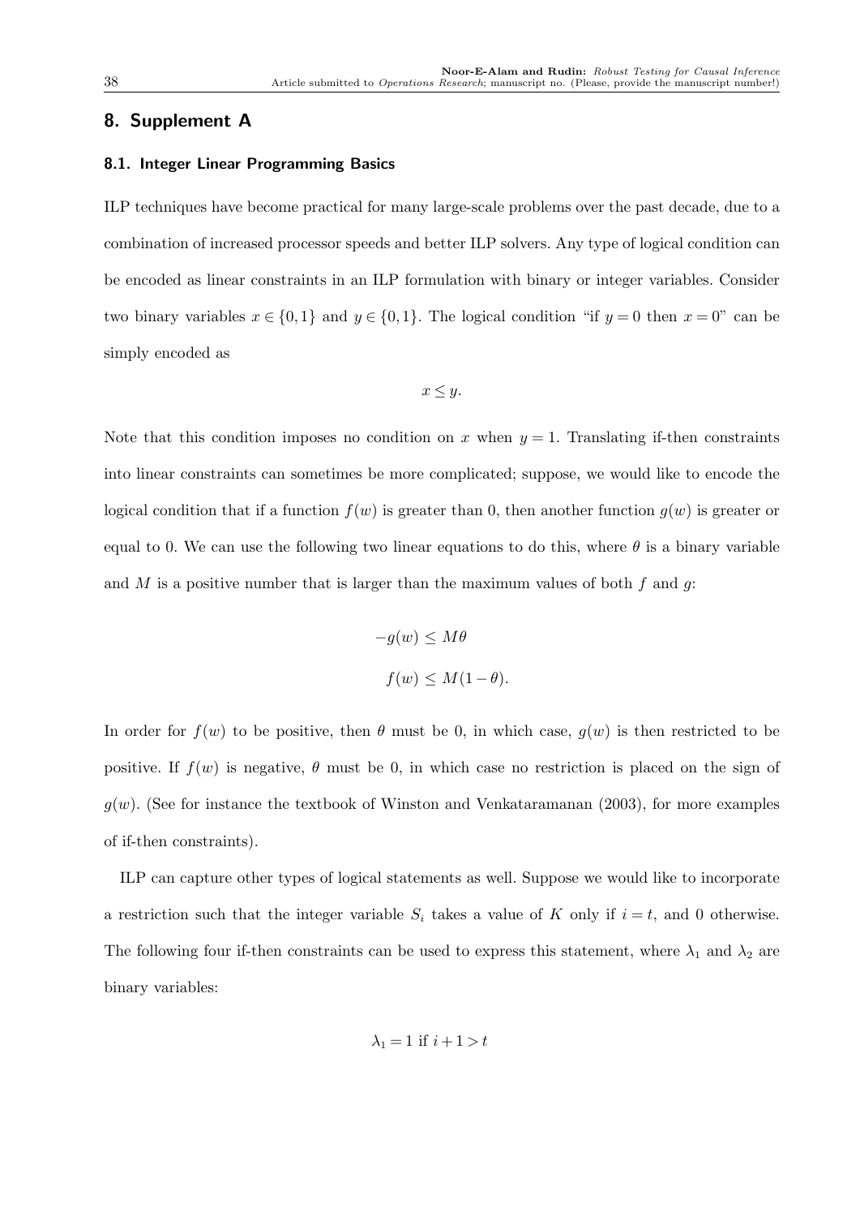## 8. Supplement A

### 8.1. Integer Linear Programming Basics

ILP techniques have become practical for many large-scale problems over the past decade, due to a combination of increased processor speeds and better ILP solvers. Any type of logical condition can be encoded as linear constraints in an ILP formulation with binary or integer variables. Consider two binary variables $x \in \{0,1\}$ and $y \in \{0,1\}$. The logical condition "if $y = 0$ then $x = 0$" can be simply encoded as

$$x \leq y.$$

Note that this condition imposes no condition on $x$ when $y = 1$. Translating if-then constraints into linear constraints can sometimes be more complicated; suppose, we would like to encode the logical condition that if a function $f(w)$ is greater than 0, then another function $g(w)$ is greater or equal to 0. We can use the following two linear equations to do this, where $\theta$ is a binary variable and $M$ is a positive number that is larger than the maximum values of both $f$ and $g$:

$$-g(w) \leq M\theta$$

$$f(w) \leq M(1-\theta).$$

In order for $f(w)$ to be positive, then $\theta$ must be 0, in which case, $g(w)$ is then restricted to be positive. If $f(w)$ is negative, $\theta$ must be 0, in which case no restriction is placed on the sign of $g(w)$. (See for instance the textbook of Winston and Venkataramanan (2003), for more examples of if-then constraints).

ILP can capture other types of logical statements as well. Suppose we would like to incorporate a restriction such that the integer variable $S_i$ takes a value of $K$ only if $i = t$, and 0 otherwise. The following four if-then constraints can be used to express this statement, where $\lambda_1$ and $\lambda_2$ are binary variables:

$$\lambda_1 = 1 \text{ if } i + 1 > t$$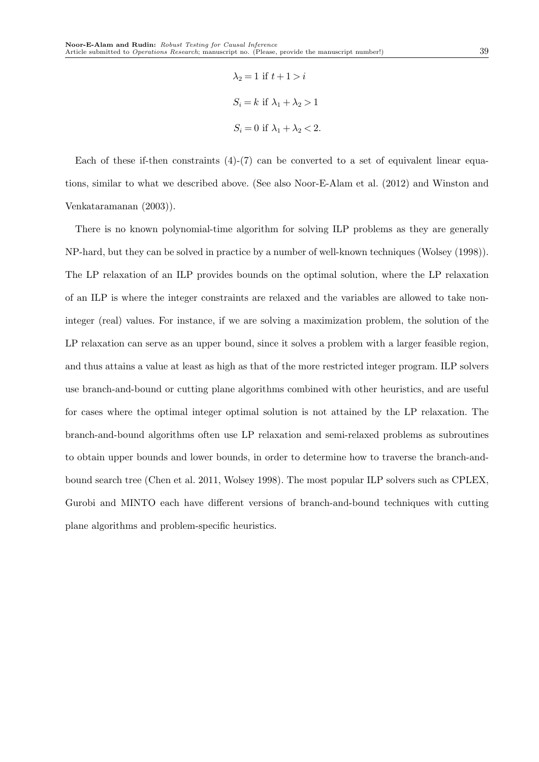$$\lambda_2 = 1 \text{ if } t + 1 > i$$

$$S_i = k \text{ if } \lambda_1 + \lambda_2 > 1$$

$$S_i = 0 \text{ if } \lambda_1 + \lambda_2 < 2.$$

Each of these if-then constraints (4)-(7) can be converted to a set of equivalent linear equations, similar to what we described above. (See also Noor-E-Alam et al. (2012) and Winston and Venkataramanan (2003)).

There is no known polynomial-time algorithm for solving ILP problems as they are generally NP-hard, but they can be solved in practice by a number of well-known techniques (Wolsey (1998)). The LP relaxation of an ILP provides bounds on the optimal solution, where the LP relaxation of an ILP is where the integer constraints are relaxed and the variables are allowed to take non-integer (real) values. For instance, if we are solving a maximization problem, the solution of the LP relaxation can serve as an upper bound, since it solves a problem with a larger feasible region, and thus attains a value at least as high as that of the more restricted integer program. ILP solvers use branch-and-bound or cutting plane algorithms combined with other heuristics, and are useful for cases where the optimal integer optimal solution is not attained by the LP relaxation. The branch-and-bound algorithms often use LP relaxation and semi-relaxed problems as subroutines to obtain upper bounds and lower bounds, in order to determine how to traverse the branch-and-bound search tree (Chen et al. 2011, Wolsey 1998). The most popular ILP solvers such as CPLEX, Gurobi and MINTO each have different versions of branch-and-bound techniques with cutting plane algorithms and problem-specific heuristics.